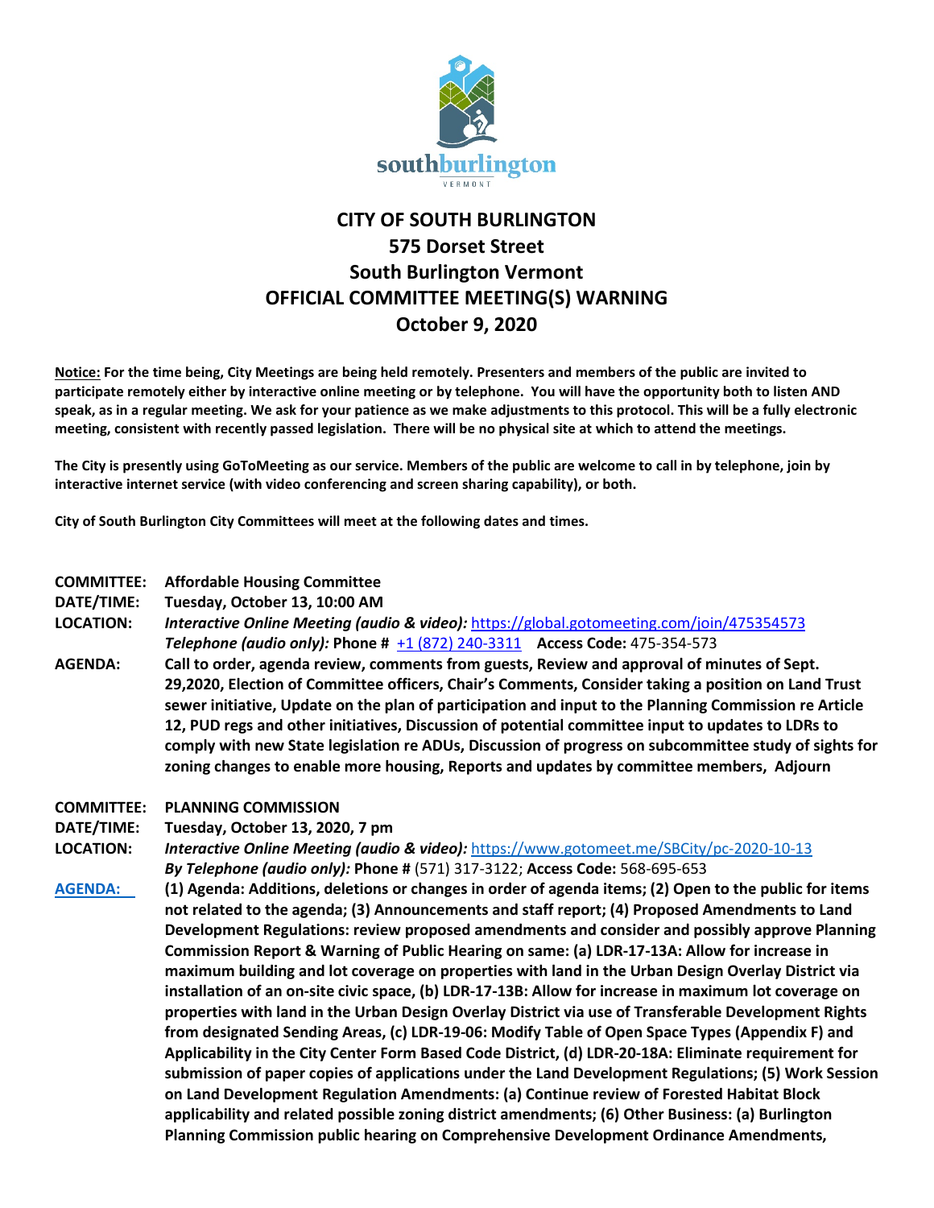# CITY OF SOUTH BURLINGTON
## 575 Dorset Street
## South Burlington Vermont
## OFFICIAL COMMITTEE MEETING(S) WARNING
## October 9, 2020

**Notice: For the time being, City Meetings are being held remotely. Presenters and members of the public are invited to participate remotely either by interactive online meeting or by telephone. You will have the opportunity both to listen AND speak, as in a regular meeting. We ask for your patience as we make adjustments to this protocol. This will be a fully electronic meeting, consistent with recently passed legislation. There will be no physical site at which to attend the meetings.**

**The City is presently using GoToMeeting as our service. Members of the public are welcome to call in by telephone, join by interactive internet service (with video conferencing and screen sharing capability), or both.**

**City of South Burlington City Committees will meet at the following dates and times.**

**COMMITTEE:** **Affordable Housing Committee**

**DATE/TIME:** **Tuesday, October 13, 10:00 AM**

**LOCATION:** ***Interactive Online Meeting (audio & video):*** https://global.gotomeeting.com/join/475354573
***Telephone (audio only):*** **Phone #** +1 (872) 240-3311 **Access Code:** 475-354-573

**AGENDA:** **Call to order, agenda review, comments from guests, Review and approval of minutes of Sept. 29,2020, Election of Committee officers, Chair's Comments, Consider taking a position on Land Trust sewer initiative, Update on the plan of participation and input to the Planning Commission re Article 12, PUD regs and other initiatives, Discussion of potential committee input to updates to LDRs to comply with new State legislation re ADUs, Discussion of progress on subcommittee study of sights for zoning changes to enable more housing, Reports and updates by committee members, Adjourn**

**COMMITTEE:** **PLANNING COMMISSION**

**DATE/TIME:** **Tuesday, October 13, 2020, 7 pm**

**LOCATION:** ***Interactive Online Meeting (audio & video):*** https://www.gotomeet.me/SBCity/pc-2020-10-13
***By Telephone (audio only):*** **Phone #** (571) 317-3122; **Access Code:** 568-695-653

**AGENDA:** **(1) Agenda: Additions, deletions or changes in order of agenda items; (2) Open to the public for items not related to the agenda; (3) Announcements and staff report; (4) Proposed Amendments to Land Development Regulations: review proposed amendments and consider and possibly approve Planning Commission Report & Warning of Public Hearing on same: (a) LDR-17-13A: Allow for increase in maximum building and lot coverage on properties with land in the Urban Design Overlay District via installation of an on-site civic space, (b) LDR-17-13B: Allow for increase in maximum lot coverage on properties with land in the Urban Design Overlay District via use of Transferable Development Rights from designated Sending Areas, (c) LDR-19-06: Modify Table of Open Space Types (Appendix F) and Applicability in the City Center Form Based Code District, (d) LDR-20-18A: Eliminate requirement for submission of paper copies of applications under the Land Development Regulations; (5) Work Session on Land Development Regulation Amendments: (a) Continue review of Forested Habitat Block applicability and related possible zoning district amendments; (6) Other Business: (a) Burlington Planning Commission public hearing on Comprehensive Development Ordinance Amendments,**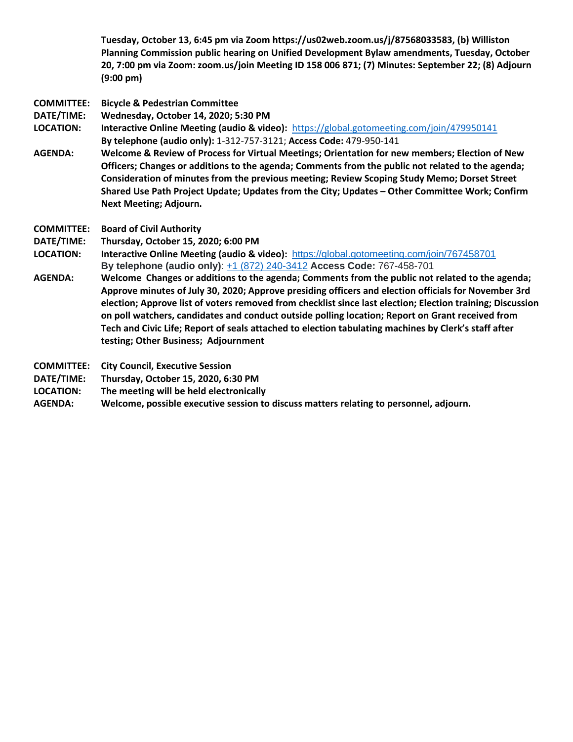**Tuesday, October 13, 6:45 pm via Zoom https://us02web.zoom.us/j/87568033583, (b) Williston Planning Commission public hearing on Unified Development Bylaw amendments, Tuesday, October 20, 7:00 pm via Zoom: zoom.us/join Meeting ID 158 006 871; (7) Minutes: September 22; (8) Adjourn (9:00 pm)**

**COMMITTEE:** **Bicycle & Pedestrian Committee**
**DATE/TIME:** **Wednesday, October 14, 2020; 5:30 PM**
**LOCATION:** **Interactive Online Meeting (audio & video):** https://global.gotomeeting.com/join/479950141
**By telephone (audio only):** 1-312-757-3121; **Access Code:** 479-950-141
**AGENDA:** **Welcome & Review of Process for Virtual Meetings; Orientation for new members; Election of New Officers; Changes or additions to the agenda; Comments from the public not related to the agenda; Consideration of minutes from the previous meeting; Review Scoping Study Memo; Dorset Street Shared Use Path Project Update; Updates from the City; Updates – Other Committee Work; Confirm Next Meeting; Adjourn.**

**COMMITTEE:** **Board of Civil Authority**
**DATE/TIME:** **Thursday, October 15, 2020; 6:00 PM**
**LOCATION:** **Interactive Online Meeting (audio & video):** https://global.gotomeeting.com/join/767458701
**By telephone (audio only)**: +1 (872) 240-3412 **Access Code:** 767-458-701
**AGENDA:** **Welcome Changes or additions to the agenda; Comments from the public not related to the agenda; Approve minutes of July 30, 2020; Approve presiding officers and election officials for November 3rd election; Approve list of voters removed from checklist since last election; Election training; Discussion on poll watchers, candidates and conduct outside polling location; Report on Grant received from Tech and Civic Life; Report of seals attached to election tabulating machines by Clerk's staff after testing; Other Business; Adjournment**

**COMMITTEE:** **City Council, Executive Session**
**DATE/TIME:** **Thursday, October 15, 2020, 6:30 PM**
**LOCATION:** **The meeting will be held electronically**
**AGENDA:** **Welcome, possible executive session to discuss matters relating to personnel, adjourn.**